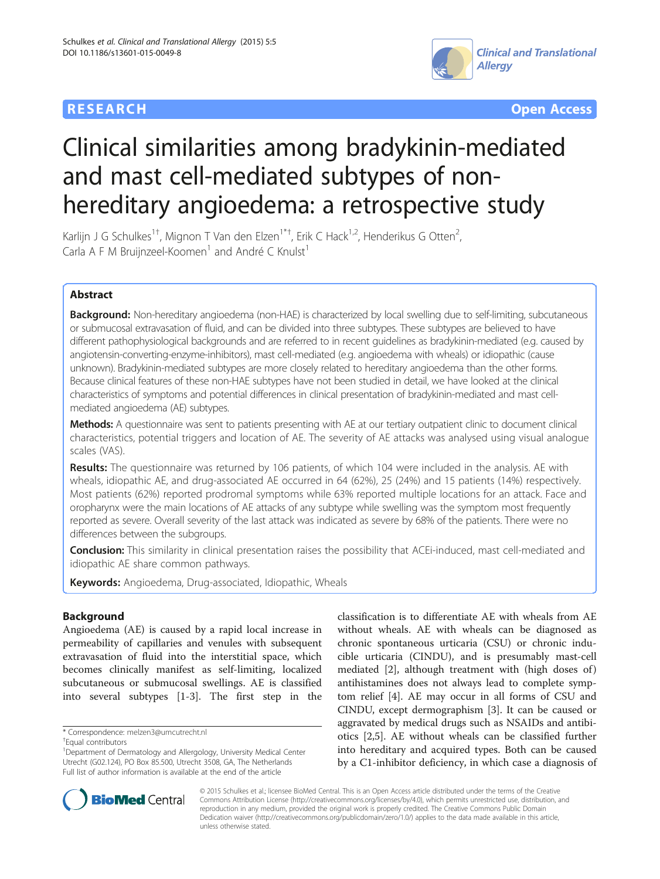**RESEARCH** **Open Access**

# Clinical similarities among bradykinin-mediated and mast cell-mediated subtypes of non-hereditary angioedema: a retrospective study

Karlijn J G Schulkes[1†], Mignon T Van den Elzen[1*†], Erik C Hack[1,2], Henderikus G Otten[2], Carla A F M Bruijnzeel-Koomen[1] and André C Knulst[1]

## Abstract

**Background:** Non-hereditary angioedema (non-HAE) is characterized by local swelling due to self-limiting, subcutaneous or submucosal extravasation of fluid, and can be divided into three subtypes. These subtypes are believed to have different pathophysiological backgrounds and are referred to in recent guidelines as bradykinin-mediated (e.g. caused by angiotensin-converting-enzyme-inhibitors), mast cell-mediated (e.g. angioedema with wheals) or idiopathic (cause unknown). Bradykinin-mediated subtypes are more closely related to hereditary angioedema than the other forms. Because clinical features of these non-HAE subtypes have not been studied in detail, we have looked at the clinical characteristics of symptoms and potential differences in clinical presentation of bradykinin-mediated and mast cell-mediated angioedema (AE) subtypes.

**Methods:** A questionnaire was sent to patients presenting with AE at our tertiary outpatient clinic to document clinical characteristics, potential triggers and location of AE. The severity of AE attacks was analysed using visual analogue scales (VAS).

**Results:** The questionnaire was returned by 106 patients, of which 104 were included in the analysis. AE with wheals, idiopathic AE, and drug-associated AE occurred in 64 (62%), 25 (24%) and 15 patients (14%) respectively. Most patients (62%) reported prodromal symptoms while 63% reported multiple locations for an attack. Face and oropharynx were the main locations of AE attacks of any subtype while swelling was the symptom most frequently reported as severe. Overall severity of the last attack was indicated as severe by 68% of the patients. There were no differences between the subgroups.

**Conclusion:** This similarity in clinical presentation raises the possibility that ACEi-induced, mast cell-mediated and idiopathic AE share common pathways.

**Keywords:** Angioedema, Drug-associated, Idiopathic, Wheals

## Background

Angioedema (AE) is caused by a rapid local increase in permeability of capillaries and venules with subsequent extravasation of fluid into the interstitial space, which becomes clinically manifest as self-limiting, localized subcutaneous or submucosal swellings. AE is classified into several subtypes [1-3]. The first step in the classification is to differentiate AE with wheals from AE without wheals. AE with wheals can be diagnosed as chronic spontaneous urticaria (CSU) or chronic inducible urticaria (CINDU), and is presumably mast-cell mediated [2], although treatment with (high doses of) antihistamines does not always lead to complete symptom relief [4]. AE may occur in all forms of CSU and CINDU, except dermographism [3]. It can be caused or aggravated by medical drugs such as NSAIDs and antibiotics [2,5]. AE without wheals can be classified further into hereditary and acquired types. Both can be caused by a C1-inhibitor deficiency, in which case a diagnosis of

\* Correspondence: melzen3@umcutrecht.nl
†Equal contributors
[1]Department of Dermatology and Allergology, University Medical Center Utrecht (G02.124), PO Box 85.500, Utrecht 3508, GA, The Netherlands
Full list of author information is available at the end of the article

© 2015 Schulkes et al.; licensee BioMed Central. This is an Open Access article distributed under the terms of the Creative Commons Attribution License (http://creativecommons.org/licenses/by/4.0), which permits unrestricted use, distribution, and reproduction in any medium, provided the original work is properly credited. The Creative Commons Public Domain Dedication waiver (http://creativecommons.org/publicdomain/zero/1.0/) applies to the data made available in this article, unless otherwise stated.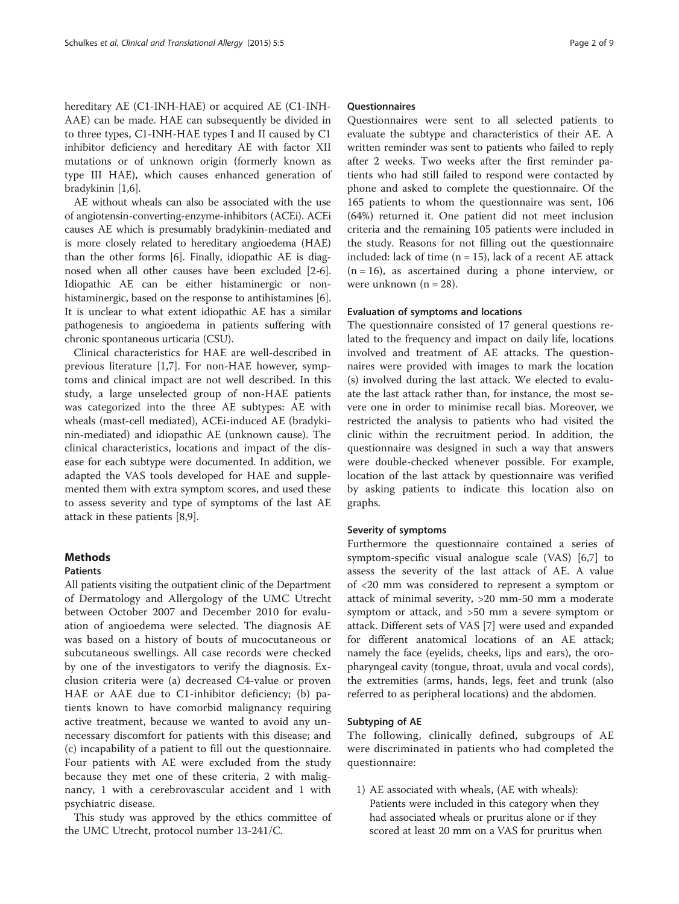hereditary AE (C1-INH-HAE) or acquired AE (C1-INH-AAE) can be made. HAE can subsequently be divided in to three types, C1-INH-HAE types I and II caused by C1 inhibitor deficiency and hereditary AE with factor XII mutations or of unknown origin (formerly known as type III HAE), which causes enhanced generation of bradykinin [1,6].

AE without wheals can also be associated with the use of angiotensin-converting-enzyme-inhibitors (ACEi). ACEi causes AE which is presumably bradykinin-mediated and is more closely related to hereditary angioedema (HAE) than the other forms [6]. Finally, idiopathic AE is diagnosed when all other causes have been excluded [2-6]. Idiopathic AE can be either histaminergic or non-histaminergic, based on the response to antihistamines [6]. It is unclear to what extent idiopathic AE has a similar pathogenesis to angioedema in patients suffering with chronic spontaneous urticaria (CSU).

Clinical characteristics for HAE are well-described in previous literature [1,7]. For non-HAE however, symptoms and clinical impact are not well described. In this study, a large unselected group of non-HAE patients was categorized into the three AE subtypes: AE with wheals (mast-cell mediated), ACEi-induced AE (bradykinin-mediated) and idiopathic AE (unknown cause). The clinical characteristics, locations and impact of the disease for each subtype were documented. In addition, we adapted the VAS tools developed for HAE and supplemented them with extra symptom scores, and used these to assess severity and type of symptoms of the last AE attack in these patients [8,9].

## Methods

### Patients

All patients visiting the outpatient clinic of the Department of Dermatology and Allergology of the UMC Utrecht between October 2007 and December 2010 for evaluation of angioedema were selected. The diagnosis AE was based on a history of bouts of mucocutaneous or subcutaneous swellings. All case records were checked by one of the investigators to verify the diagnosis. Exclusion criteria were (a) decreased C4-value or proven HAE or AAE due to C1-inhibitor deficiency; (b) patients known to have comorbid malignancy requiring active treatment, because we wanted to avoid any unnecessary discomfort for patients with this disease; and (c) incapability of a patient to fill out the questionnaire. Four patients with AE were excluded from the study because they met one of these criteria, 2 with malignancy, 1 with a cerebrovascular accident and 1 with psychiatric disease.

This study was approved by the ethics committee of the UMC Utrecht, protocol number 13-241/C.

### Questionnaires

Questionnaires were sent to all selected patients to evaluate the subtype and characteristics of their AE. A written reminder was sent to patients who failed to reply after 2 weeks. Two weeks after the first reminder patients who had still failed to respond were contacted by phone and asked to complete the questionnaire. Of the 165 patients to whom the questionnaire was sent, 106 (64%) returned it. One patient did not meet inclusion criteria and the remaining 105 patients were included in the study. Reasons for not filling out the questionnaire included: lack of time (n = 15), lack of a recent AE attack (n = 16), as ascertained during a phone interview, or were unknown (n = 28).

### Evaluation of symptoms and locations

The questionnaire consisted of 17 general questions related to the frequency and impact on daily life, locations involved and treatment of AE attacks. The questionnaires were provided with images to mark the location (s) involved during the last attack. We elected to evaluate the last attack rather than, for instance, the most severe one in order to minimise recall bias. Moreover, we restricted the analysis to patients who had visited the clinic within the recruitment period. In addition, the questionnaire was designed in such a way that answers were double-checked whenever possible. For example, location of the last attack by questionnaire was verified by asking patients to indicate this location also on graphs.

### Severity of symptoms

Furthermore the questionnaire contained a series of symptom-specific visual analogue scale (VAS) [6,7] to assess the severity of the last attack of AE. A value of <20 mm was considered to represent a symptom or attack of minimal severity, >20 mm-50 mm a moderate symptom or attack, and >50 mm a severe symptom or attack. Different sets of VAS [7] were used and expanded for different anatomical locations of an AE attack; namely the face (eyelids, cheeks, lips and ears), the oropharyngeal cavity (tongue, throat, uvula and vocal cords), the extremities (arms, hands, legs, feet and trunk (also referred to as peripheral locations) and the abdomen.

### Subtyping of AE

The following, clinically defined, subgroups of AE were discriminated in patients who had completed the questionnaire:

1) AE associated with wheals, (AE with wheals): Patients were included in this category when they had associated wheals or pruritus alone or if they scored at least 20 mm on a VAS for pruritus when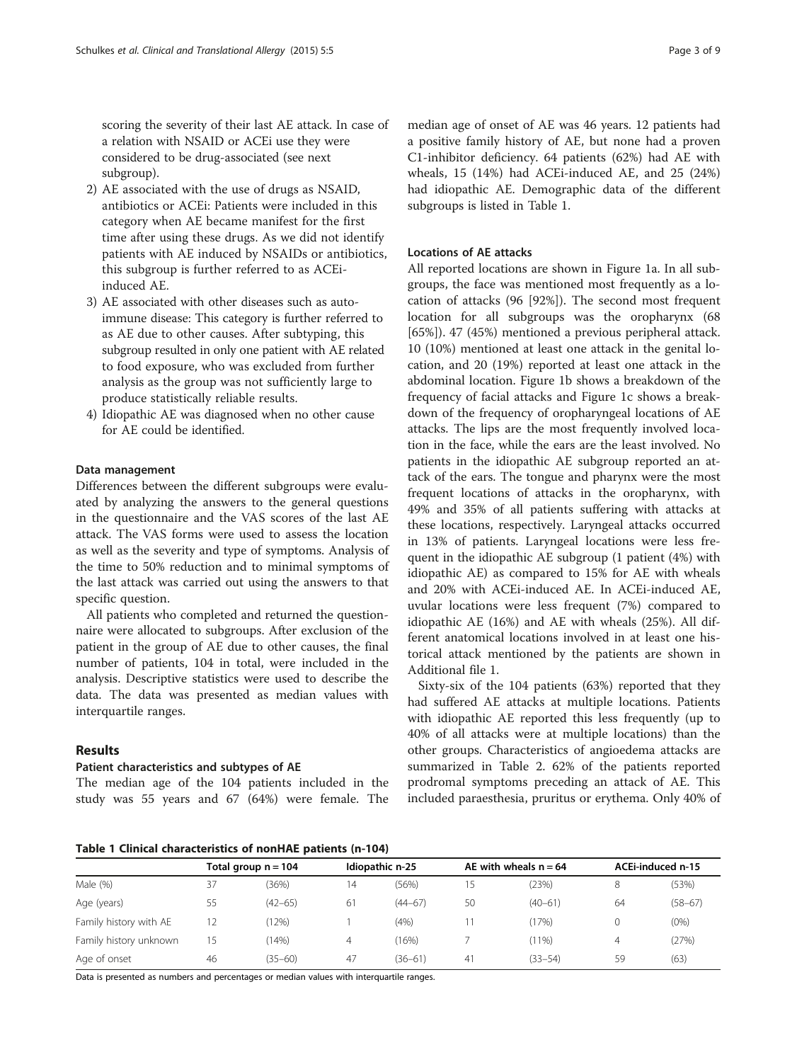scoring the severity of their last AE attack. In case of a relation with NSAID or ACEi use they were considered to be drug-associated (see next subgroup).

2) AE associated with the use of drugs as NSAID, antibiotics or ACEi: Patients were included in this category when AE became manifest for the first time after using these drugs. As we did not identify patients with AE induced by NSAIDs or antibiotics, this subgroup is further referred to as ACEi-induced AE.
3) AE associated with other diseases such as auto-immune disease: This category is further referred to as AE due to other causes. After subtyping, this subgroup resulted in only one patient with AE related to food exposure, who was excluded from further analysis as the group was not sufficiently large to produce statistically reliable results.
4) Idiopathic AE was diagnosed when no other cause for AE could be identified.

### Data management

Differences between the different subgroups were evaluated by analyzing the answers to the general questions in the questionnaire and the VAS scores of the last AE attack. The VAS forms were used to assess the location as well as the severity and type of symptoms. Analysis of the time to 50% reduction and to minimal symptoms of the last attack was carried out using the answers to that specific question.

All patients who completed and returned the questionnaire were allocated to subgroups. After exclusion of the patient in the group of AE due to other causes, the final number of patients, 104 in total, were included in the analysis. Descriptive statistics were used to describe the data. The data was presented as median values with interquartile ranges.

## Results

### Patient characteristics and subtypes of AE

The median age of the 104 patients included in the study was 55 years and 67 (64%) were female. The median age of onset of AE was 46 years. 12 patients had a positive family history of AE, but none had a proven C1-inhibitor deficiency. 64 patients (62%) had AE with wheals, 15 (14%) had ACEi-induced AE, and 25 (24%) had idiopathic AE. Demographic data of the different subgroups is listed in Table 1.

### Locations of AE attacks

All reported locations are shown in Figure 1a. In all subgroups, the face was mentioned most frequently as a location of attacks (96 [92%]). The second most frequent location for all subgroups was the oropharynx (68 [65%]). 47 (45%) mentioned a previous peripheral attack. 10 (10%) mentioned at least one attack in the genital location, and 20 (19%) reported at least one attack in the abdominal location. Figure 1b shows a breakdown of the frequency of facial attacks and Figure 1c shows a breakdown of the frequency of oropharyngeal locations of AE attacks. The lips are the most frequently involved location in the face, while the ears are the least involved. No patients in the idiopathic AE subgroup reported an attack of the ears. The tongue and pharynx were the most frequent locations of attacks in the oropharynx, with 49% and 35% of all patients suffering with attacks at these locations, respectively. Laryngeal attacks occurred in 13% of patients. Laryngeal locations were less frequent in the idiopathic AE subgroup (1 patient (4%) with idiopathic AE) as compared to 15% for AE with wheals and 20% with ACEi-induced AE. In ACEi-induced AE, uvular locations were less frequent (7%) compared to idiopathic AE (16%) and AE with wheals (25%). All different anatomical locations involved in at least one historical attack mentioned by the patients are shown in Additional file 1.

Sixty-six of the 104 patients (63%) reported that they had suffered AE attacks at multiple locations. Patients with idiopathic AE reported this less frequently (up to 40% of all attacks were at multiple locations) than the other groups. Characteristics of angioedema attacks are summarized in Table 2. 62% of the patients reported prodromal symptoms preceding an attack of AE. This included paraesthesia, pruritus or erythema. Only 40% of

**Table 1 Clinical characteristics of nonHAE patients (n-104)**

| | Total group n = 104 | | Idiopathic n-25 | | AE with wheals n = 64 | | ACEi-induced n-15 | |
|---|---|---|---|---|---|---|---|---|
| Male (%) | 37 | (36%) | 14 | (56%) | 15 | (23%) | 8 | (53%) |
| Age (years) | 55 | (42–65) | 61 | (44–67) | 50 | (40–61) | 64 | (58–67) |
| Family history with AE | 12 | (12%) | 1 | (4%) | 11 | (17%) | 0 | (0%) |
| Family history unknown | 15 | (14%) | 4 | (16%) | 7 | (11%) | 4 | (27%) |
| Age of onset | 46 | (35–60) | 47 | (36–61) | 41 | (33–54) | 59 | (63) |

Data is presented as numbers and percentages or median values with interquartile ranges.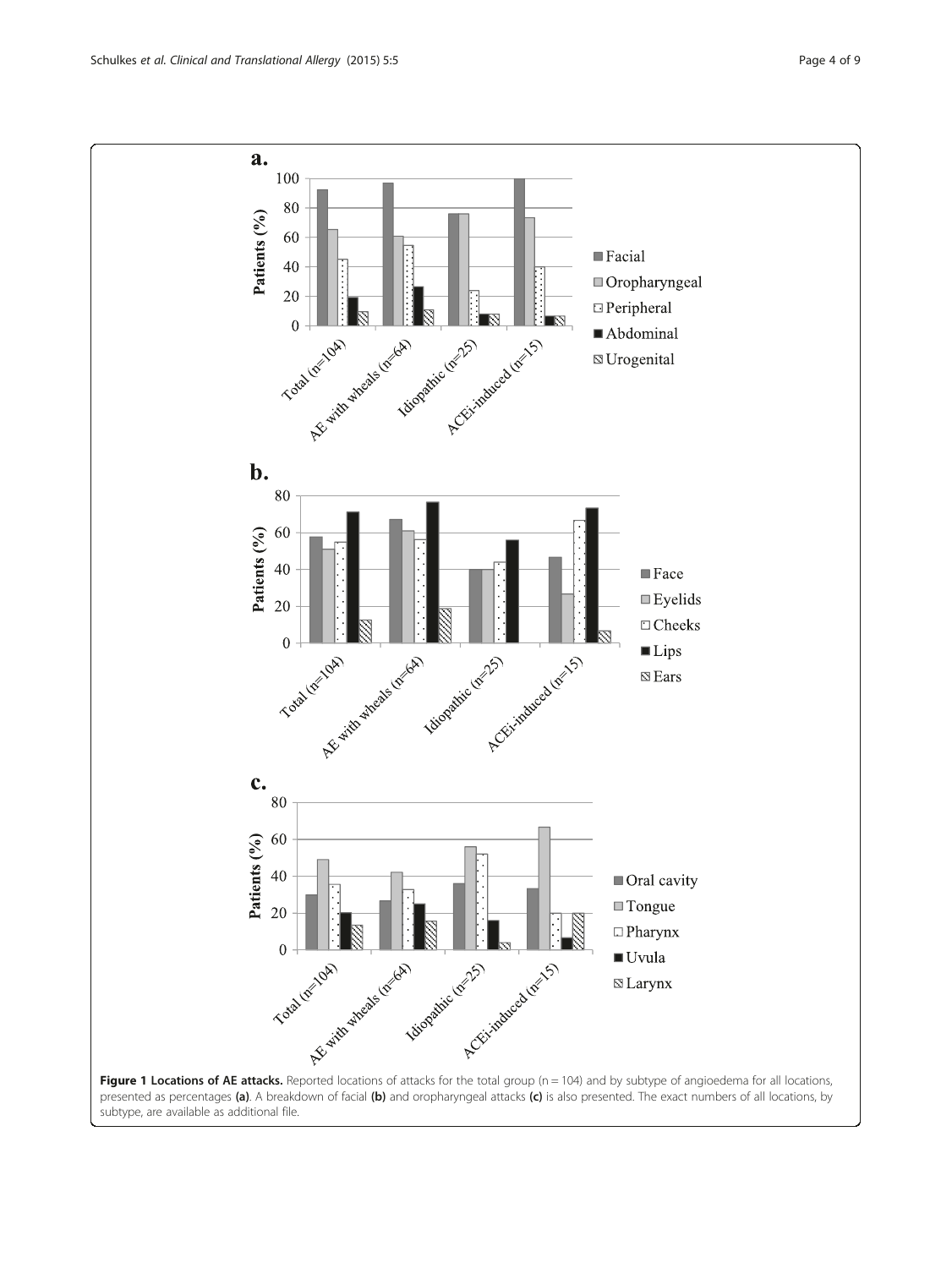**Figure 1 Locations of AE attacks.** Reported locations of attacks for the total group (n = 104) and by subtype of angioedema for all locations, presented as percentages **(a)**. A breakdown of facial **(b)** and oropharyngeal attacks **(c)** is also presented. The exact numbers of all locations, by subtype, are available as additional file.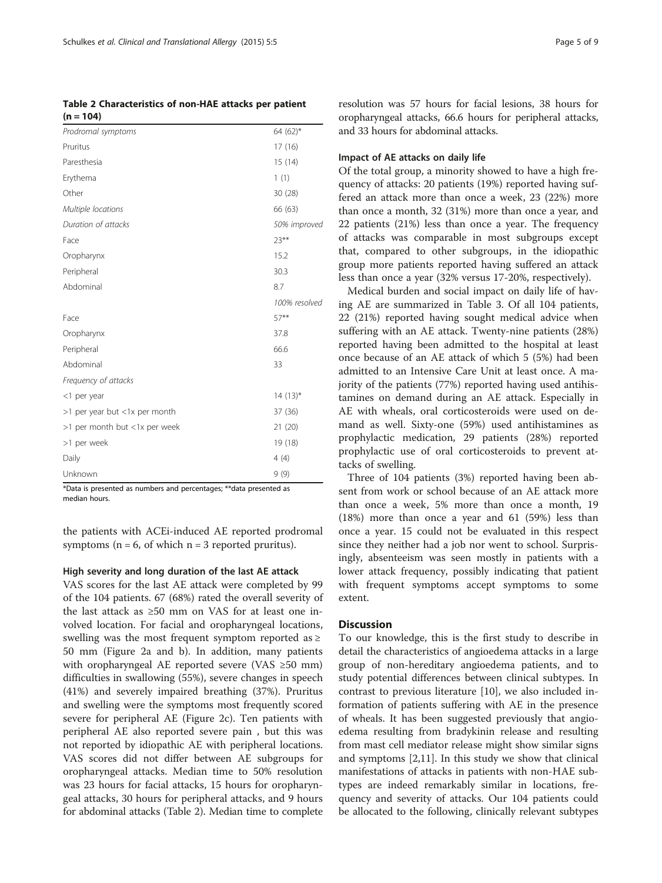**Table 2 Characteristics of non-HAE attacks per patient (n = 104)**

| | |
|---|---|
| *Prodromal symptoms* | 64 (62)* |
| Pruritus | 17 (16) |
| Paresthesia | 15 (14) |
| Erythema | 1 (1) |
| Other | 30 (28) |
| *Multiple locations* | 66 (63) |
| *Duration of attacks* | *50% improved* |
| Face | 23** |
| Oropharynx | 15.2 |
| Peripheral | 30.3 |
| Abdominal | 8.7 |
| | *100% resolved* |
| Face | 57** |
| Oropharynx | 37.8 |
| Peripheral | 66.6 |
| Abdominal | 33 |
| *Frequency of attacks* | |
| <1 per year | 14 (13)* |
| >1 per year but <1x per month | 37 (36) |
| >1 per month but <1x per week | 21 (20) |
| >1 per week | 19 (18) |
| Daily | 4 (4) |
| Unknown | 9 (9) |

*Data is presented as numbers and percentages; **data presented as median hours.

the patients with ACEi-induced AE reported prodromal symptoms (n = 6, of which n = 3 reported pruritus).

### High severity and long duration of the last AE attack

VAS scores for the last AE attack were completed by 99 of the 104 patients. 67 (68%) rated the overall severity of the last attack as ≥50 mm on VAS for at least one involved location. For facial and oropharyngeal locations, swelling was the most frequent symptom reported as ≥ 50 mm (Figure 2a and b). In addition, many patients with oropharyngeal AE reported severe (VAS ≥50 mm) difficulties in swallowing (55%), severe changes in speech (41%) and severely impaired breathing (37%). Pruritus and swelling were the symptoms most frequently scored severe for peripheral AE (Figure 2c). Ten patients with peripheral AE also reported severe pain , but this was not reported by idiopathic AE with peripheral locations. VAS scores did not differ between AE subgroups for oropharyngeal attacks. Median time to 50% resolution was 23 hours for facial attacks, 15 hours for oropharyngeal attacks, 30 hours for peripheral attacks, and 9 hours for abdominal attacks (Table 2). Median time to complete resolution was 57 hours for facial lesions, 38 hours for oropharyngeal attacks, 66.6 hours for peripheral attacks, and 33 hours for abdominal attacks.

### Impact of AE attacks on daily life

Of the total group, a minority showed to have a high frequency of attacks: 20 patients (19%) reported having suffered an attack more than once a week, 23 (22%) more than once a month, 32 (31%) more than once a year, and 22 patients (21%) less than once a year. The frequency of attacks was comparable in most subgroups except that, compared to other subgroups, in the idiopathic group more patients reported having suffered an attack less than once a year (32% versus 17-20%, respectively).

Medical burden and social impact on daily life of having AE are summarized in Table 3. Of all 104 patients, 22 (21%) reported having sought medical advice when suffering with an AE attack. Twenty-nine patients (28%) reported having been admitted to the hospital at least once because of an AE attack of which 5 (5%) had been admitted to an Intensive Care Unit at least once. A majority of the patients (77%) reported having used antihistamines on demand during an AE attack. Especially in AE with wheals, oral corticosteroids were used on demand as well. Sixty-one (59%) used antihistamines as prophylactic medication, 29 patients (28%) reported prophylactic use of oral corticosteroids to prevent attacks of swelling.

Three of 104 patients (3%) reported having been absent from work or school because of an AE attack more than once a week, 5% more than once a month, 19 (18%) more than once a year and 61 (59%) less than once a year. 15 could not be evaluated in this respect since they neither had a job nor went to school. Surprisingly, absenteeism was seen mostly in patients with a lower attack frequency, possibly indicating that patient with frequent symptoms accept symptoms to some extent.

## Discussion

To our knowledge, this is the first study to describe in detail the characteristics of angioedema attacks in a large group of non-hereditary angioedema patients, and to study potential differences between clinical subtypes. In contrast to previous literature [10], we also included information of patients suffering with AE in the presence of wheals. It has been suggested previously that angioedema resulting from bradykinin release and resulting from mast cell mediator release might show similar signs and symptoms [2,11]. In this study we show that clinical manifestations of attacks in patients with non-HAE subtypes are indeed remarkably similar in locations, frequency and severity of attacks. Our 104 patients could be allocated to the following, clinically relevant subtypes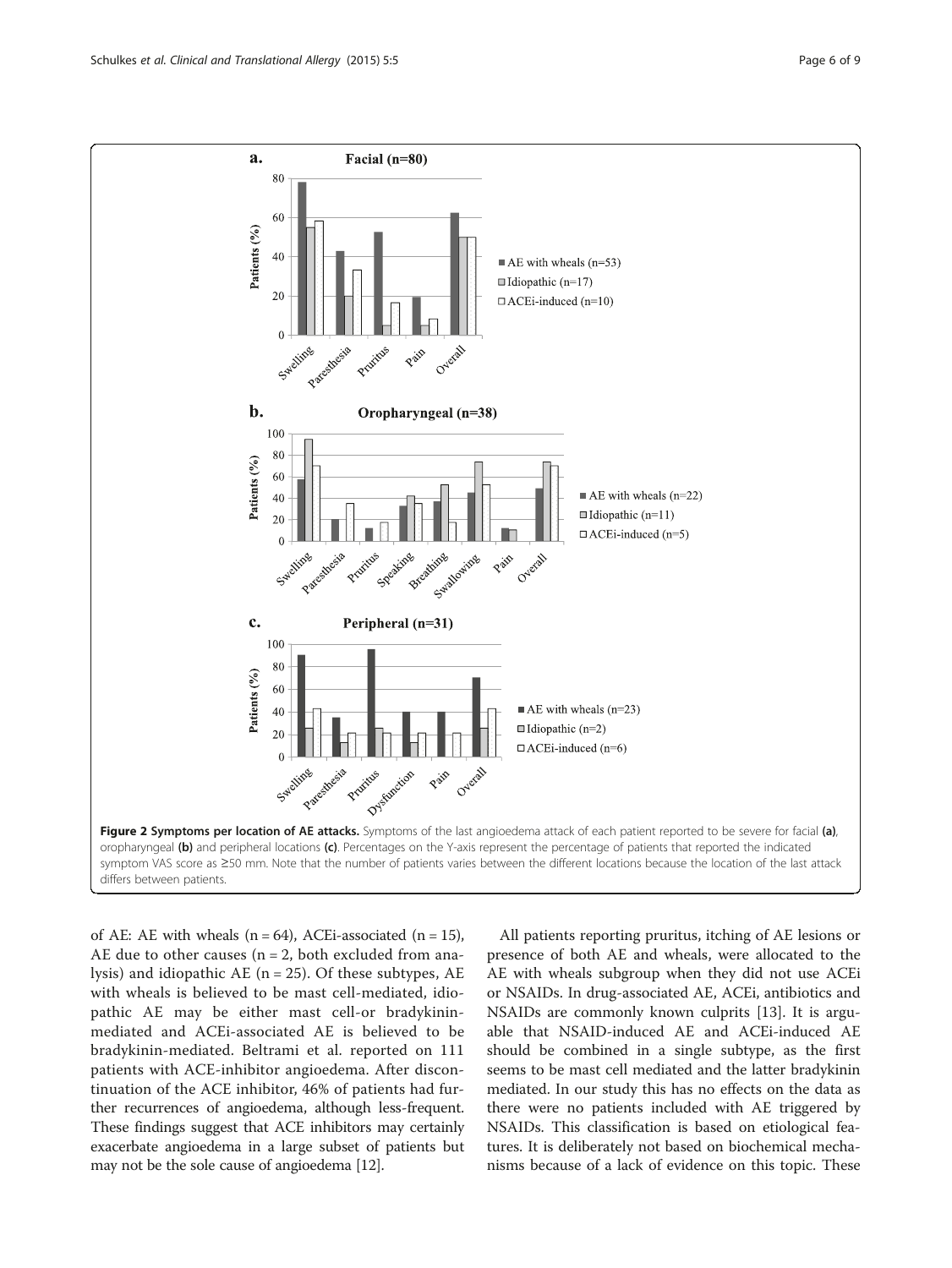Figure 2 Symptoms per location of AE attacks. Symptoms of the last angioedema attack of each patient reported to be severe for facial (a), oropharyngeal (b) and peripheral locations (c). Percentages on the Y-axis represent the percentage of patients that reported the indicated symptom VAS score as ≥50 mm. Note that the number of patients varies between the different locations because the location of the last attack differs between patients.

of AE: AE with wheals (n = 64), ACEi-associated (n = 15), AE due to other causes (n = 2, both excluded from analysis) and idiopathic AE (n = 25). Of these subtypes, AE with wheals is believed to be mast cell-mediated, idiopathic AE may be either mast cell-or bradykinin-mediated and ACEi-associated AE is believed to be bradykinin-mediated. Beltrami et al. reported on 111 patients with ACE-inhibitor angioedema. After discontinuation of the ACE inhibitor, 46% of patients had further recurrences of angioedema, although less-frequent. These findings suggest that ACE inhibitors may certainly exacerbate angioedema in a large subset of patients but may not be the sole cause of angioedema [12].

All patients reporting pruritus, itching of AE lesions or presence of both AE and wheals, were allocated to the AE with wheals subgroup when they did not use ACEi or NSAIDs. In drug-associated AE, ACEi, antibiotics and NSAIDs are commonly known culprits [13]. It is arguable that NSAID-induced AE and ACEi-induced AE should be combined in a single subtype, as the first seems to be mast cell mediated and the latter bradykinin mediated. In our study this has no effects on the data as there were no patients included with AE triggered by NSAIDs. This classification is based on etiological features. It is deliberately not based on biochemical mechanisms because of a lack of evidence on this topic. These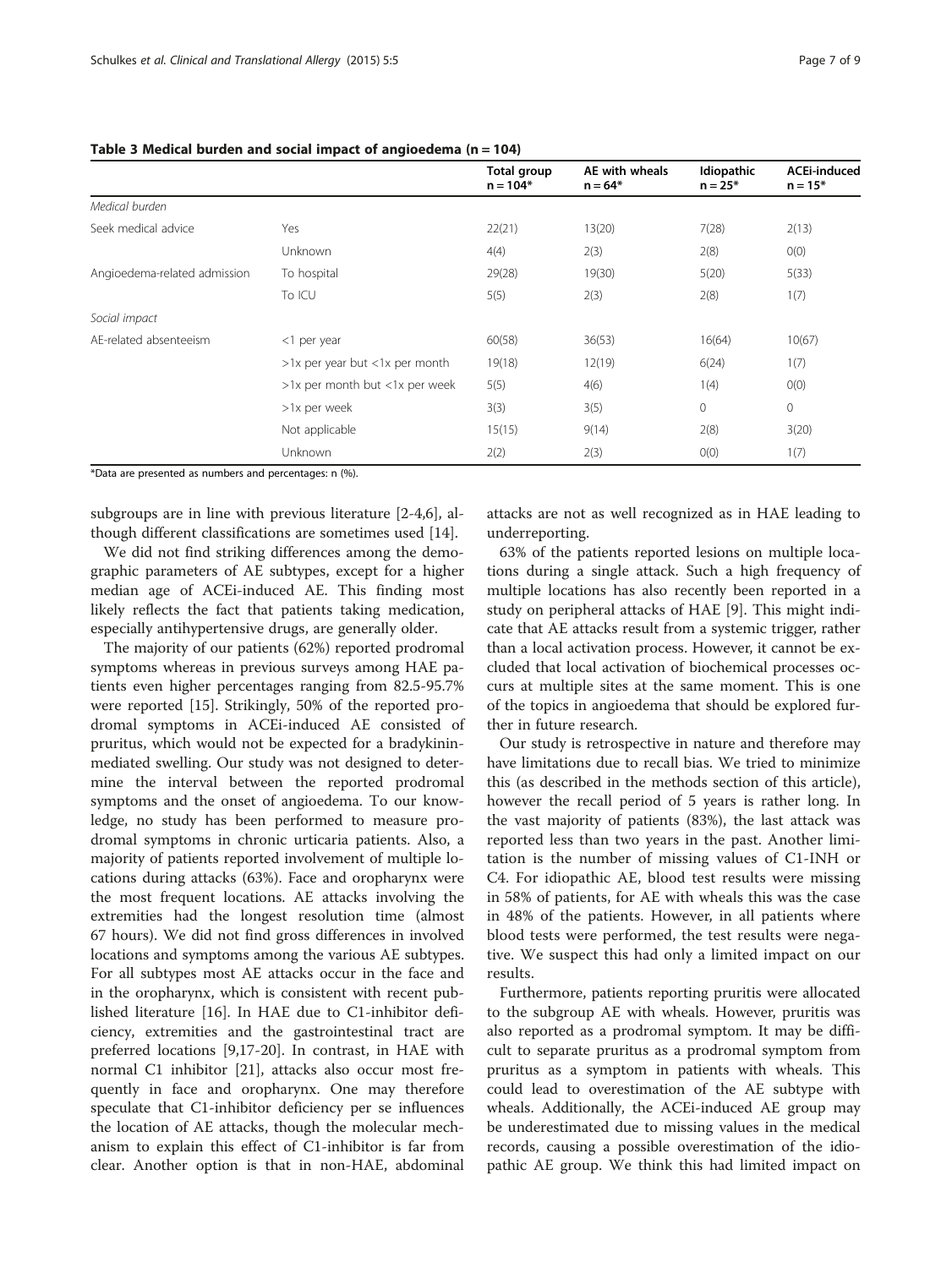**Table 3 Medical burden and social impact of angioedema (n = 104)**

| | | Total group n = 104* | AE with wheals n = 64* | Idiopathic n = 25* | ACEi-induced n = 15* |
|---|---|---|---|---|---|
| *Medical burden* | | | | | |
| Seek medical advice | Yes | 22(21) | 13(20) | 7(28) | 2(13) |
| | Unknown | 4(4) | 2(3) | 2(8) | 0(0) |
| Angioedema-related admission | To hospital | 29(28) | 19(30) | 5(20) | 5(33) |
| | To ICU | 5(5) | 2(3) | 2(8) | 1(7) |
| *Social impact* | | | | | |
| AE-related absenteeism | <1 per year | 60(58) | 36(53) | 16(64) | 10(67) |
| | >1x per year but <1x per month | 19(18) | 12(19) | 6(24) | 1(7) |
| | >1x per month but <1x per week | 5(5) | 4(6) | 1(4) | 0(0) |
| | >1x per week | 3(3) | 3(5) | 0 | 0 |
| | Not applicable | 15(15) | 9(14) | 2(8) | 3(20) |
| | Unknown | 2(2) | 2(3) | 0(0) | 1(7) |

*Data are presented as numbers and percentages: n (%).

subgroups are in line with previous literature [2-4,6], although different classifications are sometimes used [14].

We did not find striking differences among the demographic parameters of AE subtypes, except for a higher median age of ACEi-induced AE. This finding most likely reflects the fact that patients taking medication, especially antihypertensive drugs, are generally older.

The majority of our patients (62%) reported prodromal symptoms whereas in previous surveys among HAE patients even higher percentages ranging from 82.5-95.7% were reported [15]. Strikingly, 50% of the reported prodromal symptoms in ACEi-induced AE consisted of pruritus, which would not be expected for a bradykinin-mediated swelling. Our study was not designed to determine the interval between the reported prodromal symptoms and the onset of angioedema. To our knowledge, no study has been performed to measure prodromal symptoms in chronic urticaria patients. Also, a majority of patients reported involvement of multiple locations during attacks (63%). Face and oropharynx were the most frequent locations. AE attacks involving the extremities had the longest resolution time (almost 67 hours). We did not find gross differences in involved locations and symptoms among the various AE subtypes. For all subtypes most AE attacks occur in the face and in the oropharynx, which is consistent with recent published literature [16]. In HAE due to C1-inhibitor deficiency, extremities and the gastrointestinal tract are preferred locations [9,17-20]. In contrast, in HAE with normal C1 inhibitor [21], attacks also occur most frequently in face and oropharynx. One may therefore speculate that C1-inhibitor deficiency per se influences the location of AE attacks, though the molecular mechanism to explain this effect of C1-inhibitor is far from clear. Another option is that in non-HAE, abdominal attacks are not as well recognized as in HAE leading to underreporting.

63% of the patients reported lesions on multiple locations during a single attack. Such a high frequency of multiple locations has also recently been reported in a study on peripheral attacks of HAE [9]. This might indicate that AE attacks result from a systemic trigger, rather than a local activation process. However, it cannot be excluded that local activation of biochemical processes occurs at multiple sites at the same moment. This is one of the topics in angioedema that should be explored further in future research.

Our study is retrospective in nature and therefore may have limitations due to recall bias. We tried to minimize this (as described in the methods section of this article), however the recall period of 5 years is rather long. In the vast majority of patients (83%), the last attack was reported less than two years in the past. Another limitation is the number of missing values of C1-INH or C4. For idiopathic AE, blood test results were missing in 58% of patients, for AE with wheals this was the case in 48% of the patients. However, in all patients where blood tests were performed, the test results were negative. We suspect this had only a limited impact on our results.

Furthermore, patients reporting pruritis were allocated to the subgroup AE with wheals. However, pruritis was also reported as a prodromal symptom. It may be difficult to separate pruritus as a prodromal symptom from pruritus as a symptom in patients with wheals. This could lead to overestimation of the AE subtype with wheals. Additionally, the ACEi-induced AE group may be underestimated due to missing values in the medical records, causing a possible overestimation of the idiopathic AE group. We think this had limited impact on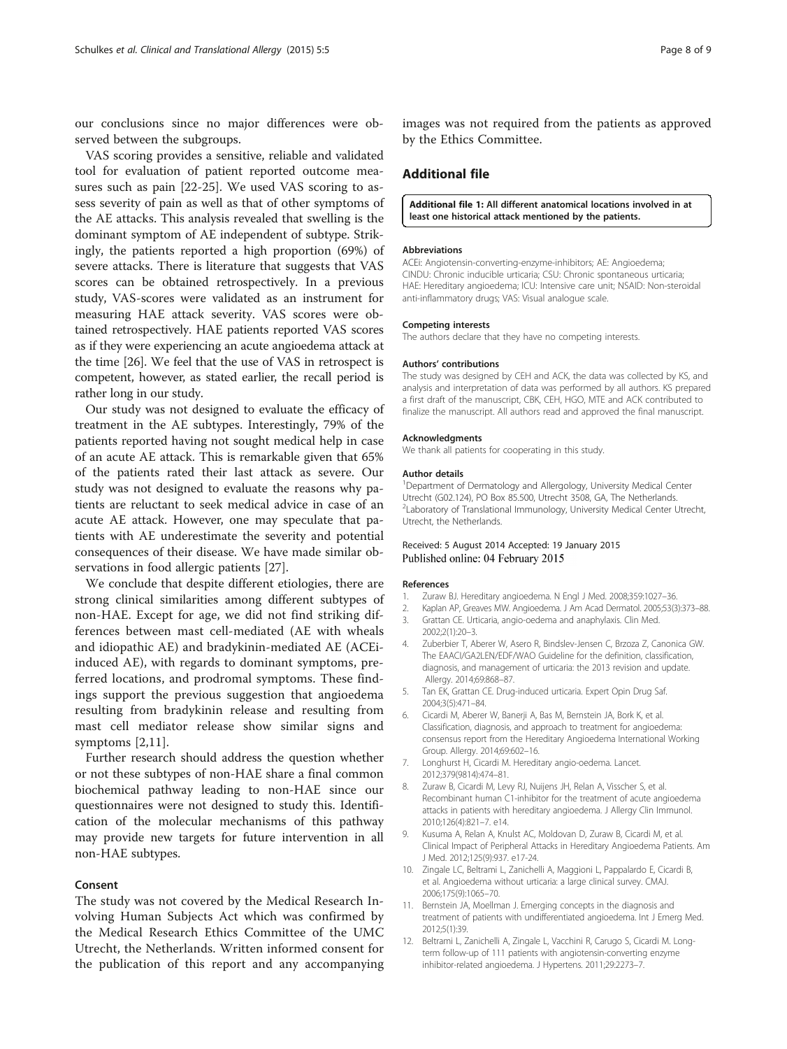our conclusions since no major differences were observed between the subgroups.

VAS scoring provides a sensitive, reliable and validated tool for evaluation of patient reported outcome measures such as pain [22-25]. We used VAS scoring to assess severity of pain as well as that of other symptoms of the AE attacks. This analysis revealed that swelling is the dominant symptom of AE independent of subtype. Strikingly, the patients reported a high proportion (69%) of severe attacks. There is literature that suggests that VAS scores can be obtained retrospectively. In a previous study, VAS-scores were validated as an instrument for measuring HAE attack severity. VAS scores were obtained retrospectively. HAE patients reported VAS scores as if they were experiencing an acute angioedema attack at the time [26]. We feel that the use of VAS in retrospect is competent, however, as stated earlier, the recall period is rather long in our study.

Our study was not designed to evaluate the efficacy of treatment in the AE subtypes. Interestingly, 79% of the patients reported having not sought medical help in case of an acute AE attack. This is remarkable given that 65% of the patients rated their last attack as severe. Our study was not designed to evaluate the reasons why patients are reluctant to seek medical advice in case of an acute AE attack. However, one may speculate that patients with AE underestimate the severity and potential consequences of their disease. We have made similar observations in food allergic patients [27].

We conclude that despite different etiologies, there are strong clinical similarities among different subtypes of non-HAE. Except for age, we did not find striking differences between mast cell-mediated (AE with wheals and idiopathic AE) and bradykinin-mediated AE (ACEi-induced AE), with regards to dominant symptoms, preferred locations, and prodromal symptoms. These findings support the previous suggestion that angioedema resulting from bradykinin release and resulting from mast cell mediator release show similar signs and symptoms [2,11].

Further research should address the question whether or not these subtypes of non-HAE share a final common biochemical pathway leading to non-HAE since our questionnaires were not designed to study this. Identification of the molecular mechanisms of this pathway may provide new targets for future intervention in all non-HAE subtypes.

## Consent

The study was not covered by the Medical Research Involving Human Subjects Act which was confirmed by the Medical Research Ethics Committee of the UMC Utrecht, the Netherlands. Written informed consent for the publication of this report and any accompanying images was not required from the patients as approved by the Ethics Committee.

## Additional file

**Additional file 1: All different anatomical locations involved in at least one historical attack mentioned by the patients.**

#### Abbreviations

ACEi: Angiotensin-converting-enzyme-inhibitors; AE: Angioedema; CINDU: Chronic inducible urticaria; CSU: Chronic spontaneous urticaria; HAE: Hereditary angioedema; ICU: Intensive care unit; NSAID: Non-steroidal anti-inflammatory drugs; VAS: Visual analogue scale.

#### Competing interests

The authors declare that they have no competing interests.

#### Authors' contributions

The study was designed by CEH and ACK, the data was collected by KS, and analysis and interpretation of data was performed by all authors. KS prepared a first draft of the manuscript, CBK, CEH, HGO, MTE and ACK contributed to finalize the manuscript. All authors read and approved the final manuscript.

#### Acknowledgments

We thank all patients for cooperating in this study.

#### Author details

[1]Department of Dermatology and Allergology, University Medical Center Utrecht (G02.124), PO Box 85.500, Utrecht 3508, GA, The Netherlands. [2]Laboratory of Translational Immunology, University Medical Center Utrecht, Utrecht, the Netherlands.

Received: 5 August 2014 Accepted: 19 January 2015
Published online: 04 February 2015

#### References

1. Zuraw BJ. Hereditary angioedema. N Engl J Med. 2008;359:1027–36.
2. Kaplan AP, Greaves MW. Angioedema. J Am Acad Dermatol. 2005;53(3):373–88.
3. Grattan CE. Urticaria, angio-oedema and anaphylaxis. Clin Med. 2002;2(1):20–3.
4. Zuberbier T, Aberer W, Asero R, Bindslev-Jensen C, Brzoza Z, Canonica GW. The EAACI/GA2LEN/EDF/WAO Guideline for the definition, classification, diagnosis, and management of urticaria: the 2013 revision and update. Allergy. 2014;69:868–87.
5. Tan EK, Grattan CE. Drug-induced urticaria. Expert Opin Drug Saf. 2004;3(5):471–84.
6. Cicardi M, Aberer W, Banerji A, Bas M, Bernstein JA, Bork K, et al. Classification, diagnosis, and approach to treatment for angioedema: consensus report from the Hereditary Angioedema International Working Group. Allergy. 2014;69:602–16.
7. Longhurst H, Cicardi M. Hereditary angio-oedema. Lancet. 2012;379(9814):474–81.
8. Zuraw B, Cicardi M, Levy RJ, Nuijens JH, Relan A, Visscher S, et al. Recombinant human C1-inhibitor for the treatment of acute angioedema attacks in patients with hereditary angioedema. J Allergy Clin Immunol. 2010;126(4):821–7. e14.
9. Kusuma A, Relan A, Knulst AC, Moldovan D, Zuraw B, Cicardi M, et al. Clinical Impact of Peripheral Attacks in Hereditary Angioedema Patients. Am J Med. 2012;125(9):937. e17-24.
10. Zingale LC, Beltrami L, Zanichelli A, Maggioni L, Pappalardo E, Cicardi B, et al. Angioedema without urticaria: a large clinical survey. CMAJ. 2006;175(9):1065–70.
11. Bernstein JA, Moellman J. Emerging concepts in the diagnosis and treatment of patients with undifferentiated angioedema. Int J Emerg Med. 2012;5(1):39.
12. Beltrami L, Zanichelli A, Zingale L, Vacchini R, Carugo S, Cicardi M. Long-term follow-up of 111 patients with angiotensin-converting enzyme inhibitor-related angioedema. J Hypertens. 2011;29:2273–7.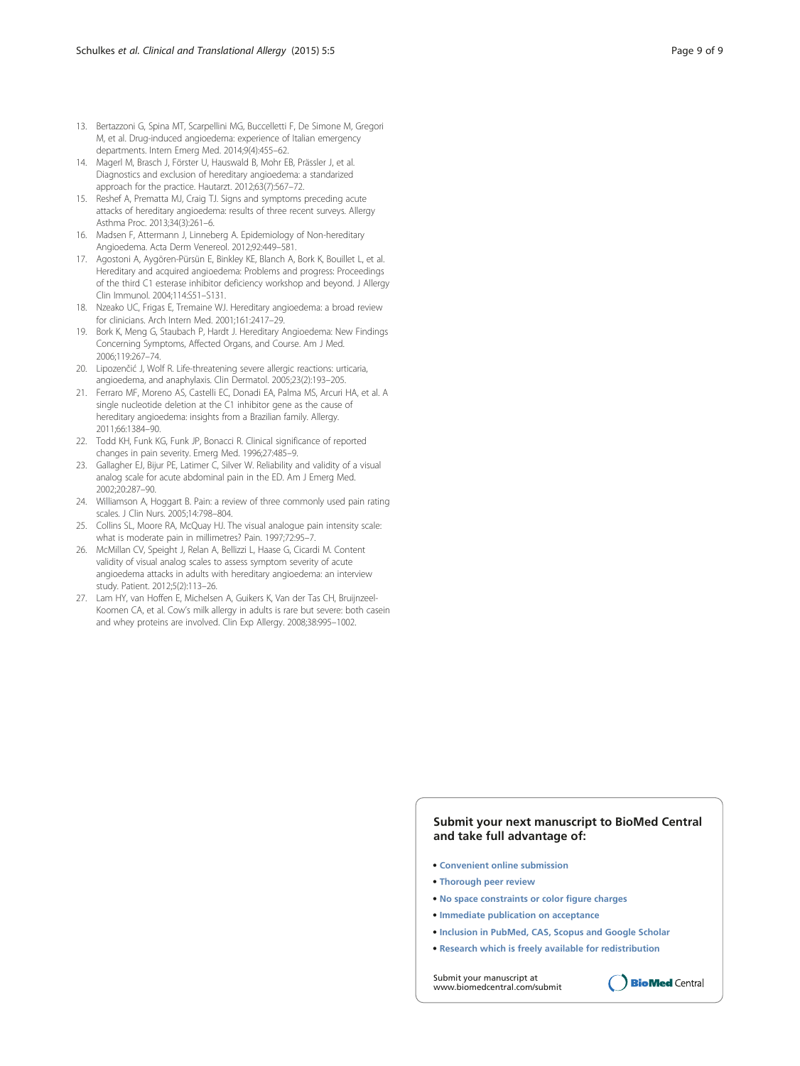13. Bertazzoni G, Spina MT, Scarpellini MG, Buccelletti F, De Simone M, Gregori M, et al. Drug-induced angioedema: experience of Italian emergency departments. Intern Emerg Med. 2014;9(4):455–62.
14. Magerl M, Brasch J, Förster U, Hauswald B, Mohr EB, Prässler J, et al. Diagnostics and exclusion of hereditary angioedema: a standarized approach for the practice. Hautarzt. 2012;63(7):567–72.
15. Reshef A, Prematta MJ, Craig TJ. Signs and symptoms preceding acute attacks of hereditary angioedema: results of three recent surveys. Allergy Asthma Proc. 2013;34(3):261–6.
16. Madsen F, Attermann J, Linneberg A. Epidemiology of Non-hereditary Angioedema. Acta Derm Venereol. 2012;92:449–581.
17. Agostoni A, Aygören-Pürsün E, Binkley KE, Blanch A, Bork K, Bouillet L, et al. Hereditary and acquired angioedema: Problems and progress: Proceedings of the third C1 esterase inhibitor deficiency workshop and beyond. J Allergy Clin Immunol. 2004;114:S51–S131.
18. Nzeako UC, Frigas E, Tremaine WJ. Hereditary angioedema: a broad review for clinicians. Arch Intern Med. 2001;161:2417–29.
19. Bork K, Meng G, Staubach P, Hardt J. Hereditary Angioedema: New Findings Concerning Symptoms, Affected Organs, and Course. Am J Med. 2006;119:267–74.
20. Lipozenčić J, Wolf R. Life-threatening severe allergic reactions: urticaria, angioedema, and anaphylaxis. Clin Dermatol. 2005;23(2):193–205.
21. Ferraro MF, Moreno AS, Castelli EC, Donadi EA, Palma MS, Arcuri HA, et al. A single nucleotide deletion at the C1 inhibitor gene as the cause of hereditary angioedema: insights from a Brazilian family. Allergy. 2011;66:1384–90.
22. Todd KH, Funk KG, Funk JP, Bonacci R. Clinical significance of reported changes in pain severity. Emerg Med. 1996;27:485–9.
23. Gallagher EJ, Bijur PE, Latimer C, Silver W. Reliability and validity of a visual analog scale for acute abdominal pain in the ED. Am J Emerg Med. 2002;20:287–90.
24. Williamson A, Hoggart B. Pain: a review of three commonly used pain rating scales. J Clin Nurs. 2005;14:798–804.
25. Collins SL, Moore RA, McQuay HJ. The visual analogue pain intensity scale: what is moderate pain in millimetres? Pain. 1997;72:95–7.
26. McMillan CV, Speight J, Relan A, Bellizzi L, Haase G, Cicardi M. Content validity of visual analog scales to assess symptom severity of acute angioedema attacks in adults with hereditary angioedema: an interview study. Patient. 2012;5(2):113–26.
27. Lam HY, van Hoffen E, Michelsen A, Guikers K, Van der Tas CH, Bruijnzeel-Koomen CA, et al. Cow's milk allergy in adults is rare but severe: both casein and whey proteins are involved. Clin Exp Allergy. 2008;38:995–1002.

**Submit your next manuscript to BioMed Central and take full advantage of:**

- **Convenient online submission**
- **Thorough peer review**
- **No space constraints or color figure charges**
- **Immediate publication on acceptance**
- **Inclusion in PubMed, CAS, Scopus and Google Scholar**
- **Research which is freely available for redistribution**

Submit your manuscript at
www.biomedcentral.com/submit

BioMed Central